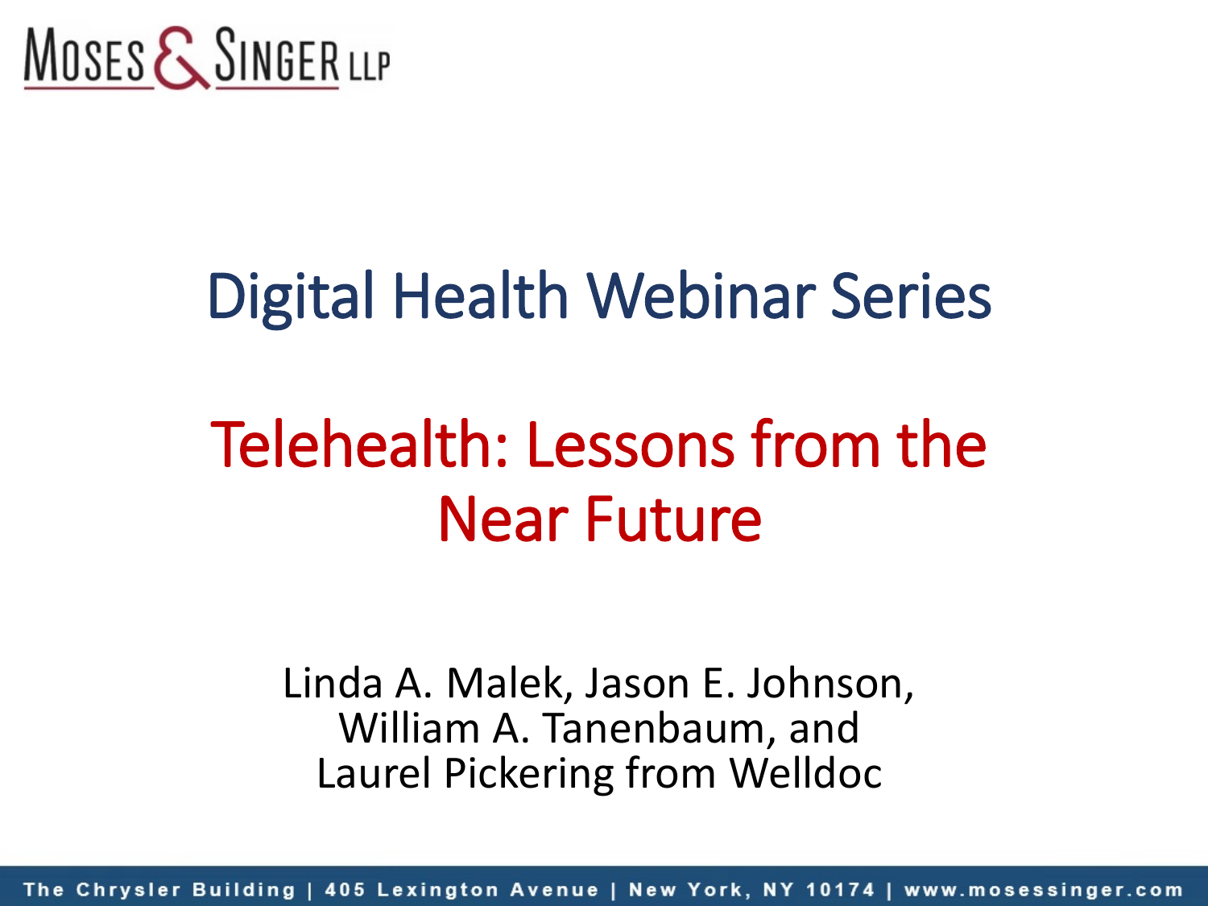MOSES & SINGER LLP

# Digital Health Webinar Series

## Telehealth: Lessons from the Near Future

Linda A. Malek, Jason E. Johnson,
William A. Tanenbaum, and
Laurel Pickering from Welldoc

The Chrysler Building | 405 Lexington Avenue | New York, NY 10174 | www.mosessinger.com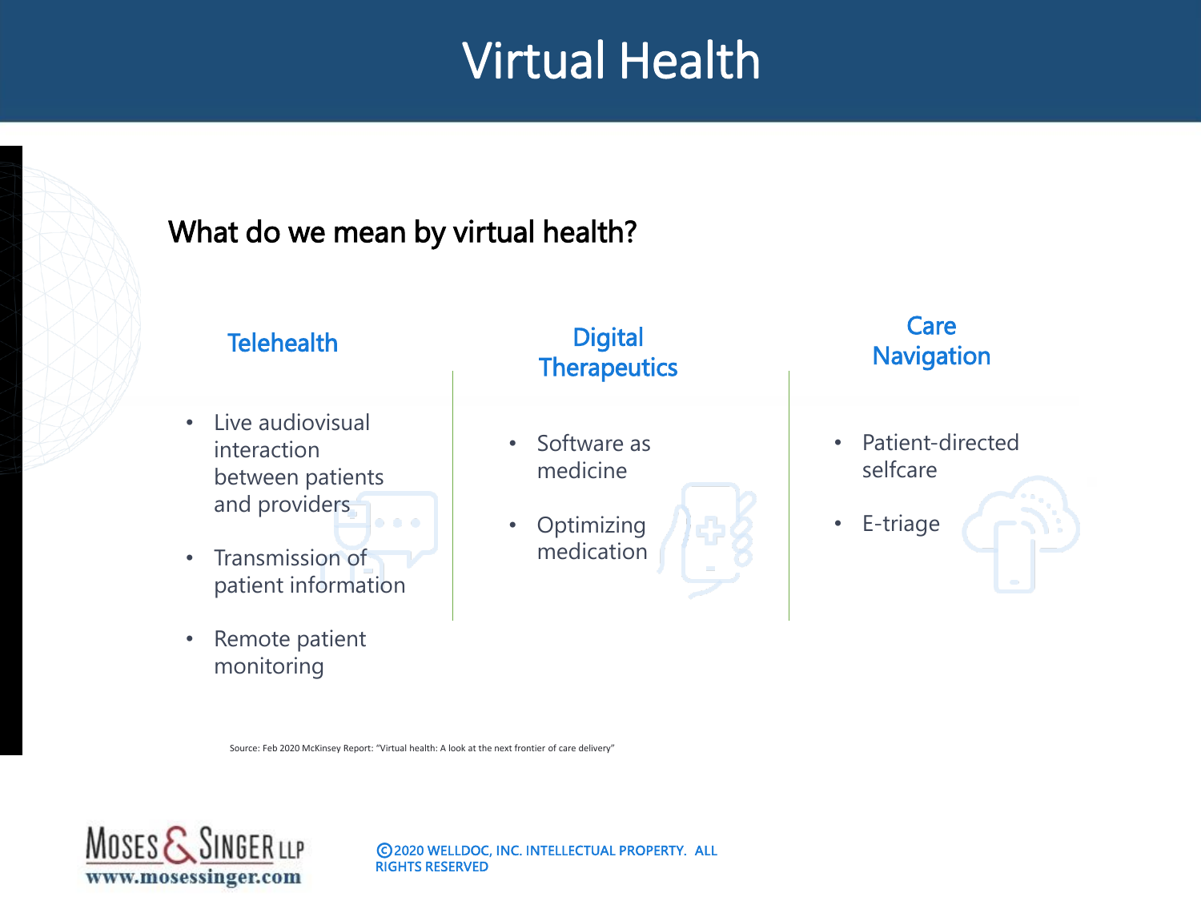# Virtual Health

## What do we mean by virtual health?

### Telehealth

- Live audiovisual interaction between patients and providers
- Transmission of patient information
- Remote patient monitoring

### Digital Therapeutics

- Software as medicine
- Optimizing medication

### Care Navigation

- Patient-directed selfcare
- E-triage

Source: Feb 2020 McKinsey Report: "Virtual health: A look at the next frontier of care delivery"

Moses & Singer LLP
www.mosessinger.com

©2020 WELLDOC, INC. INTELLECTUAL PROPERTY. ALL RIGHTS RESERVED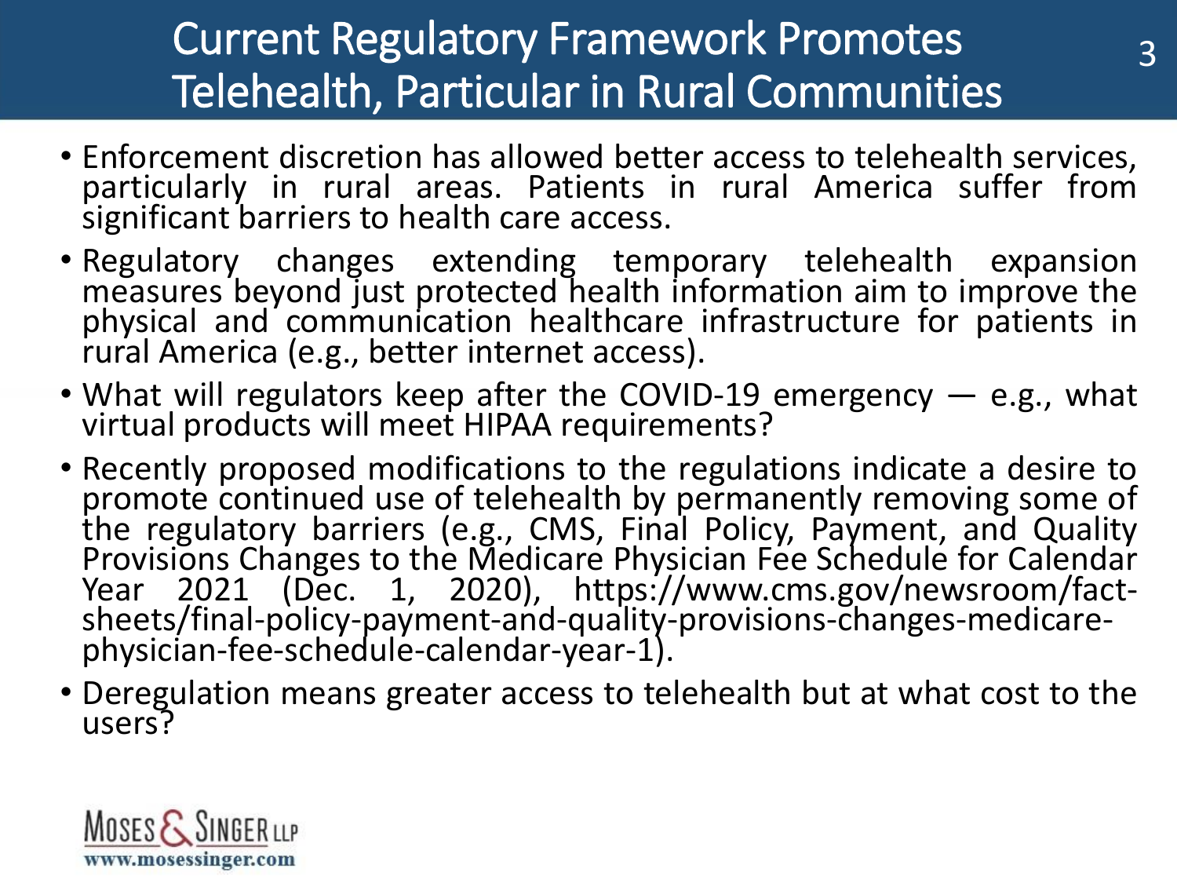# Current Regulatory Framework Promotes Telehealth, Particular in Rural Communities

- Enforcement discretion has allowed better access to telehealth services, particularly in rural areas. Patients in rural America suffer from significant barriers to health care access.
- Regulatory changes extending temporary telehealth expansion measures beyond just protected health information aim to improve the physical and communication healthcare infrastructure for patients in rural America (e.g., better internet access).
- What will regulators keep after the COVID-19 emergency — e.g., what virtual products will meet HIPAA requirements?
- Recently proposed modifications to the regulations indicate a desire to promote continued use of telehealth by permanently removing some of the regulatory barriers (e.g., CMS, Final Policy, Payment, and Quality Provisions Changes to the Medicare Physician Fee Schedule for Calendar Year 2021 (Dec. 1, 2020), https://www.cms.gov/newsroom/fact-sheets/final-policy-payment-and-quality-provisions-changes-medicare-physician-fee-schedule-calendar-year-1).
- Deregulation means greater access to telehealth but at what cost to the users?

Moses & Singer LLP
www.mosessinger.com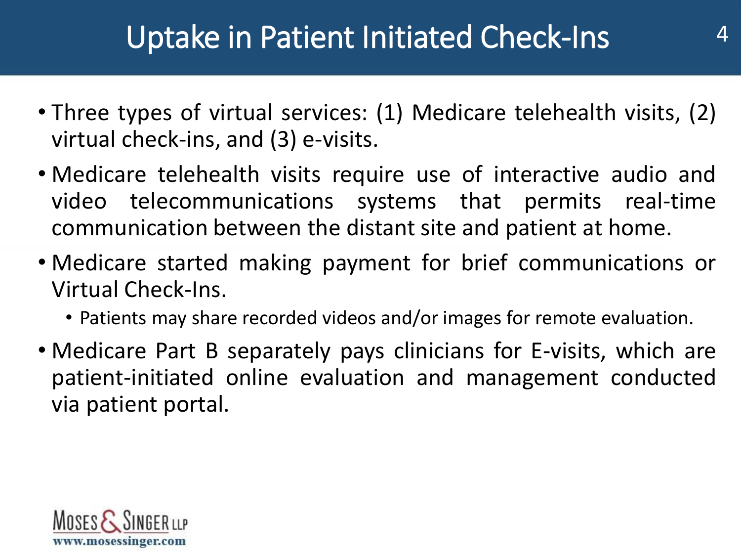# Uptake in Patient Initiated Check-Ins

- Three types of virtual services: (1) Medicare telehealth visits, (2) virtual check-ins, and (3) e-visits.
- Medicare telehealth visits require use of interactive audio and video telecommunications systems that permits real-time communication between the distant site and patient at home.
- Medicare started making payment for brief communications or Virtual Check-Ins.
  - Patients may share recorded videos and/or images for remote evaluation.
- Medicare Part B separately pays clinicians for E-visits, which are patient-initiated online evaluation and management conducted via patient portal.

Moses & Singer LLP
www.mosessinger.com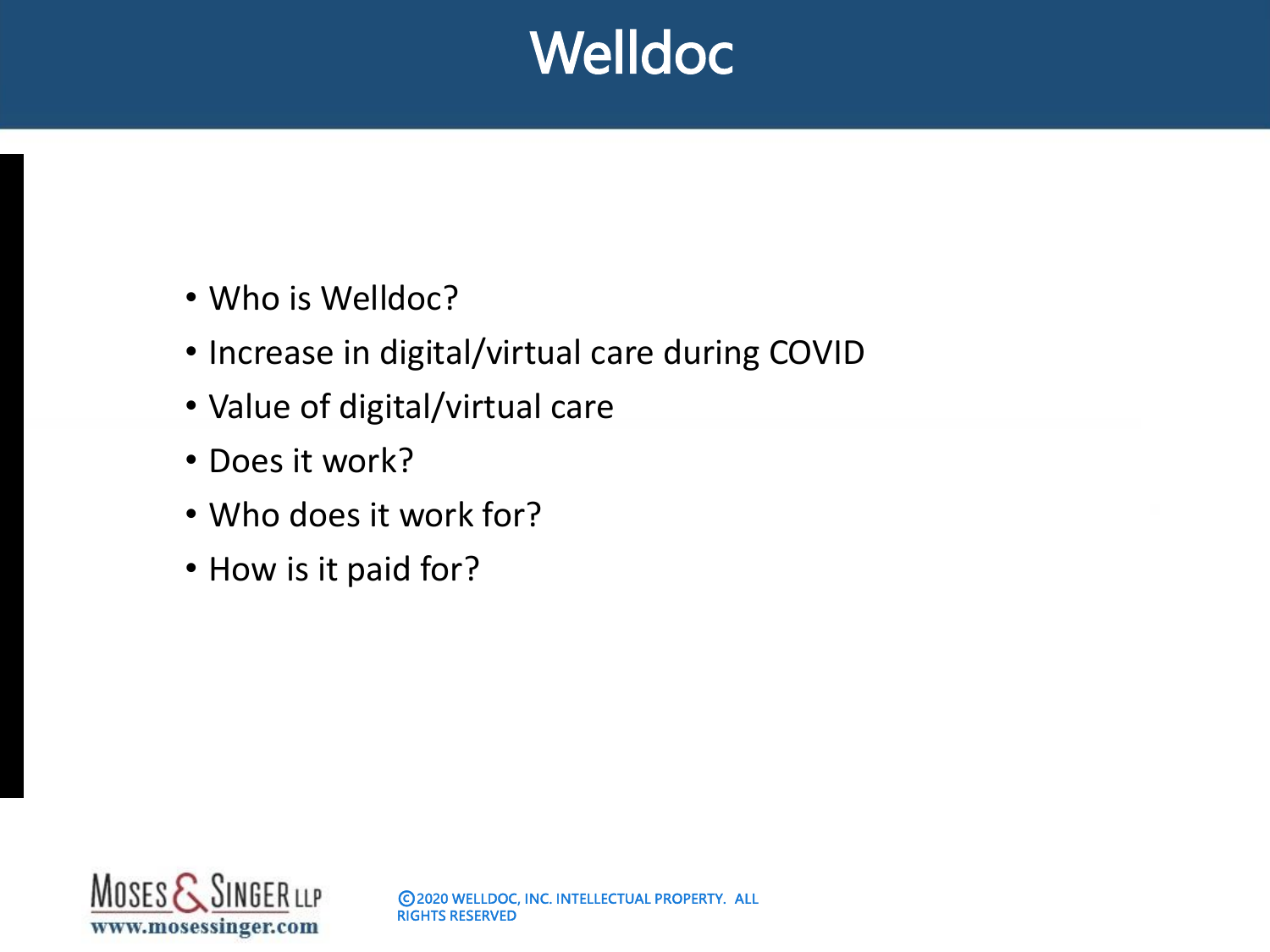# Welldoc

- Who is Welldoc?
- Increase in digital/virtual care during COVID
- Value of digital/virtual care
- Does it work?
- Who does it work for?
- How is it paid for?

©2020 WELLDOC, INC. INTELLECTUAL PROPERTY. ALL RIGHTS RESERVED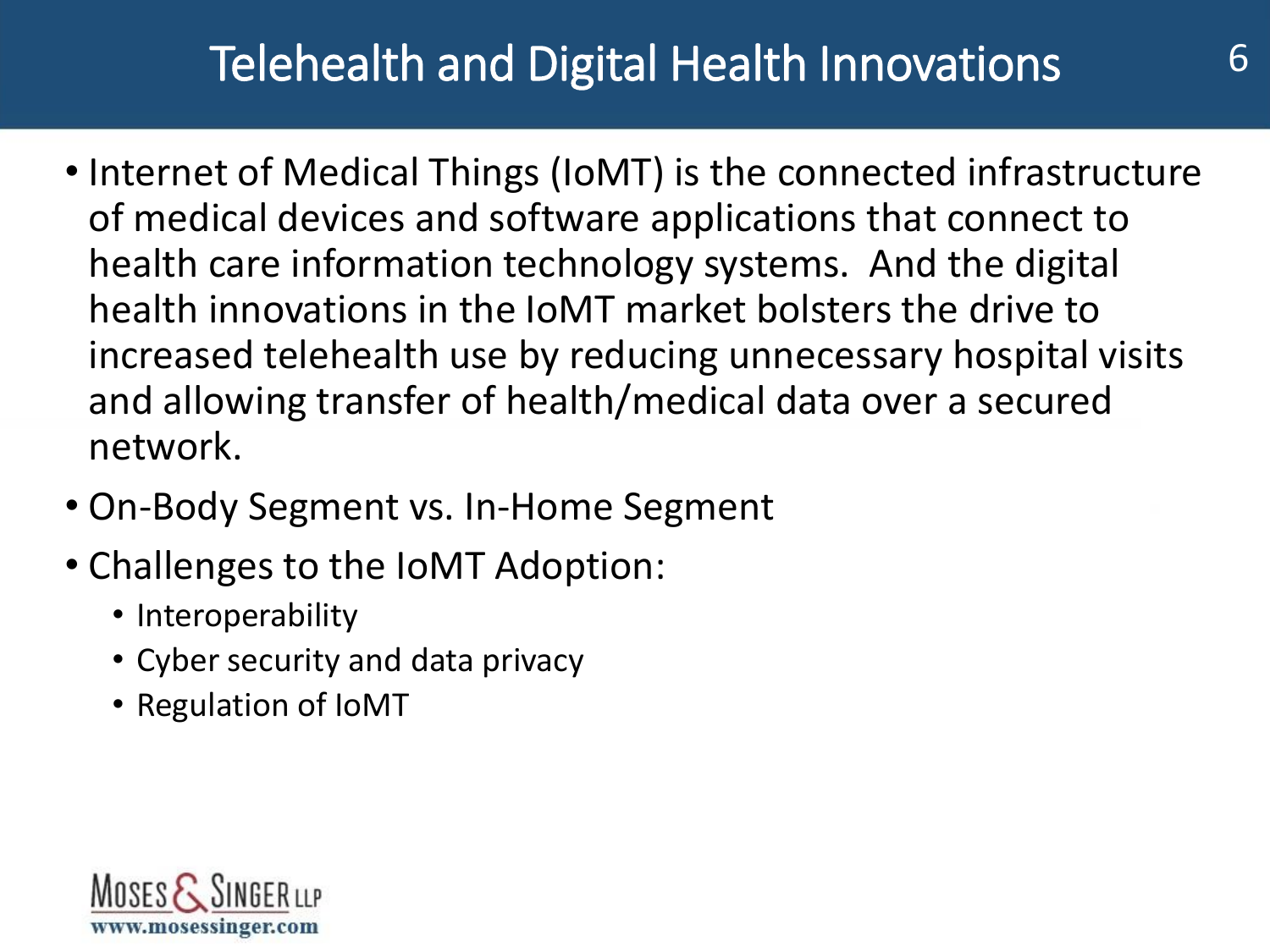# Telehealth and Digital Health Innovations

- Internet of Medical Things (IoMT) is the connected infrastructure of medical devices and software applications that connect to health care information technology systems. And the digital health innovations in the IoMT market bolsters the drive to increased telehealth use by reducing unnecessary hospital visits and allowing transfer of health/medical data over a secured network.
- On-Body Segment vs. In-Home Segment
- Challenges to the IoMT Adoption:
  - Interoperability
  - Cyber security and data privacy
  - Regulation of IoMT

Moses & Singer LLP
www.mosessinger.com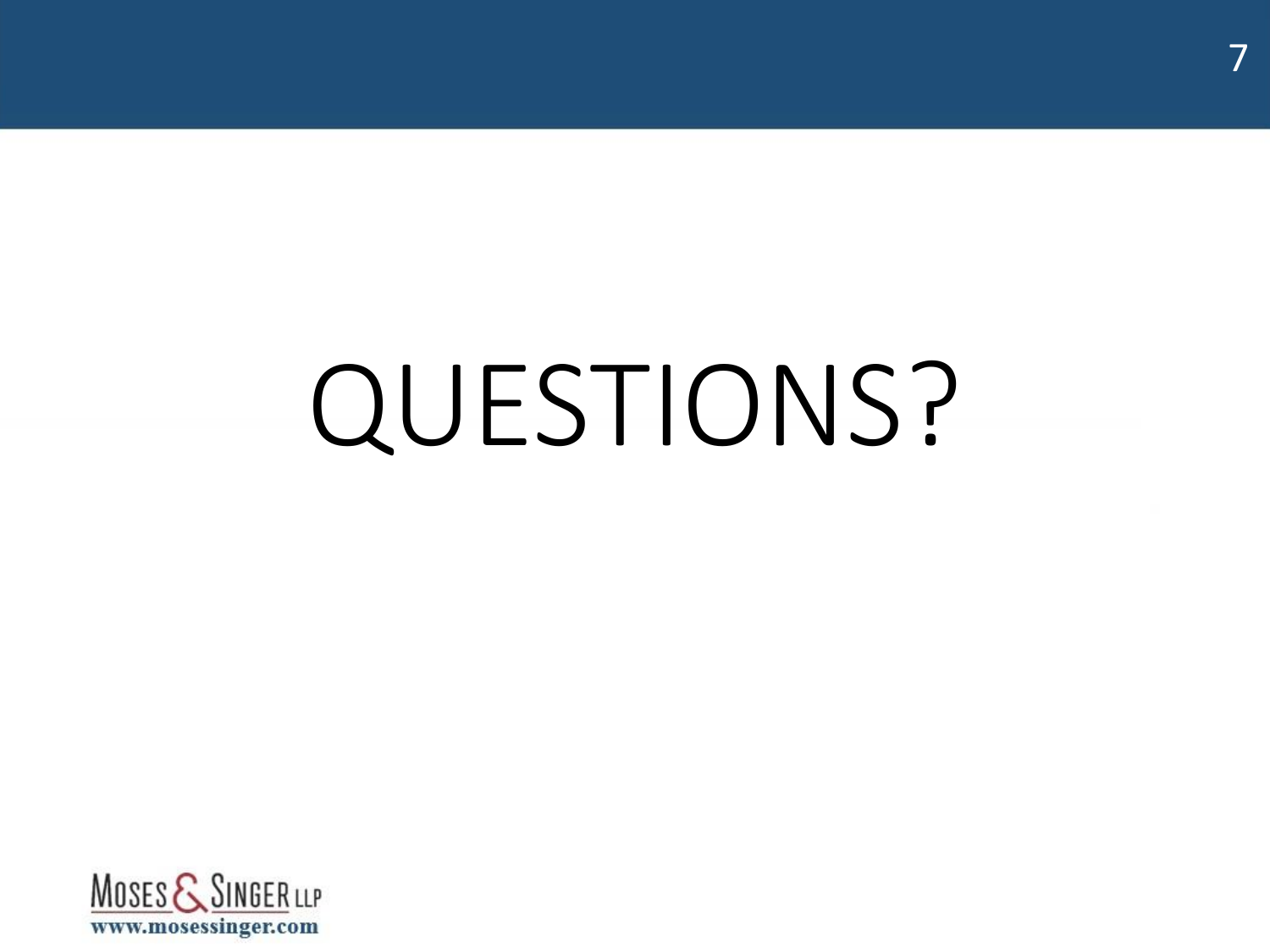# QUESTIONS?

MOSES & SINGER LLP

www.mosessinger.com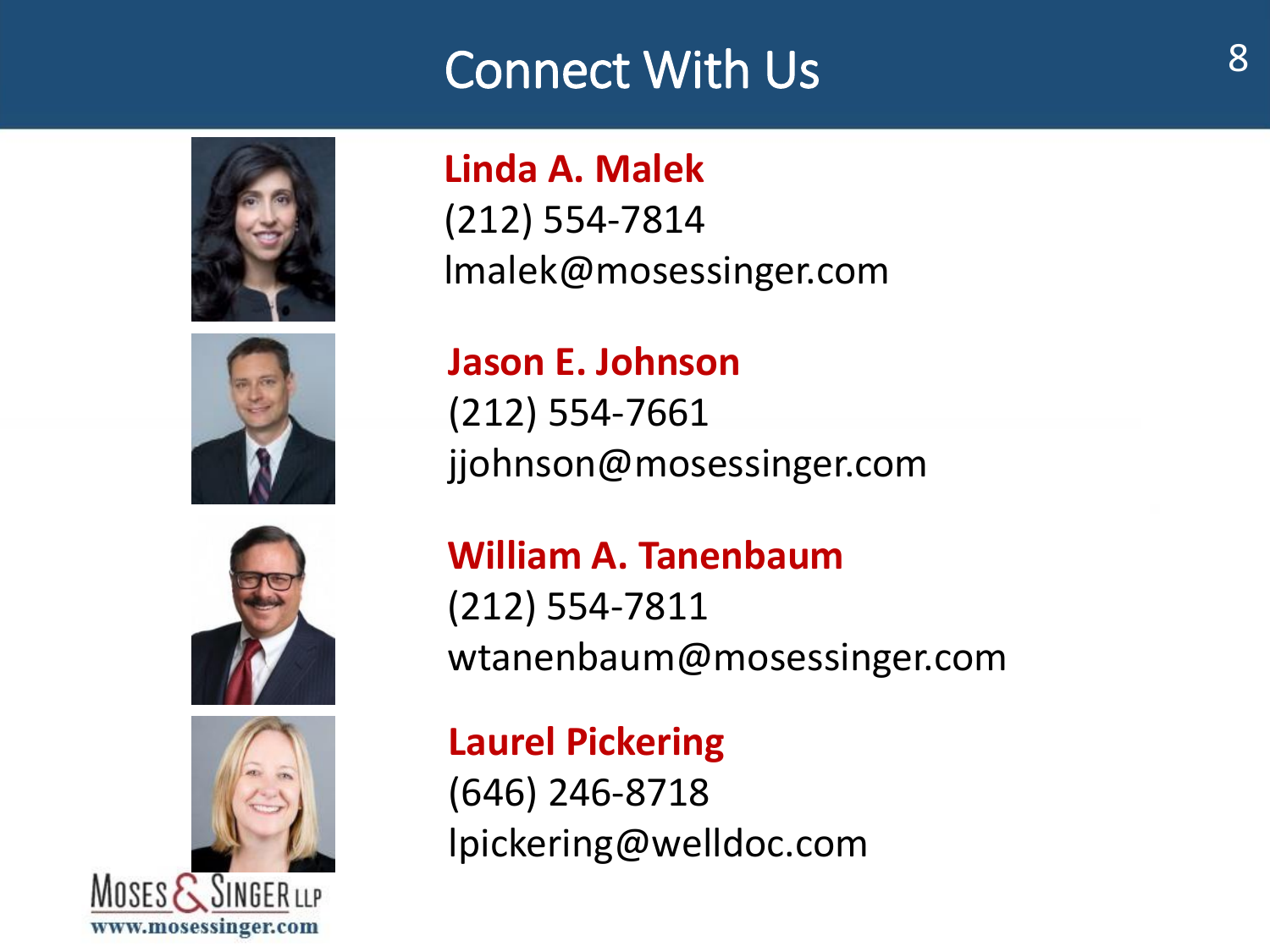# Connect With Us

**Linda A. Malek**
(212) 554-7814
lmalek@mosessinger.com

**Jason E. Johnson**
(212) 554-7661
jjohnson@mosessinger.com

**William A. Tanenbaum**
(212) 554-7811
wtanenbaum@mosessinger.com

**Laurel Pickering**
(646) 246-8718
lpickering@welldoc.com

MOSES & SINGER LLP
www.mosessinger.com